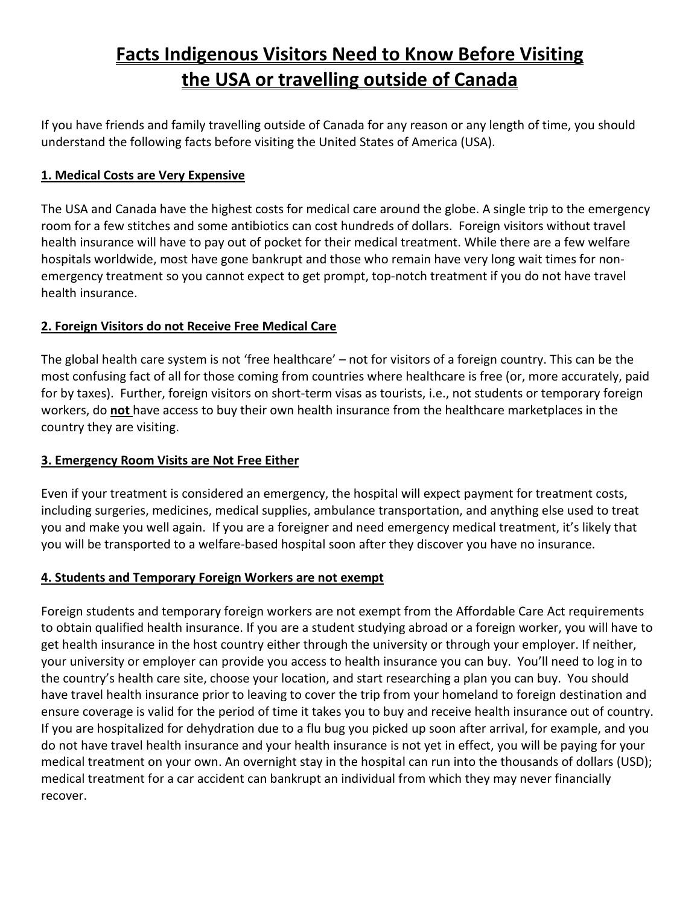# Facts Indigenous Visitors Need to Know Before Visiting the USA or travelling outside of Canada

If you have friends and family travelling outside of Canada for any reason or any length of time, you should understand the following facts before visiting the United States of America (USA).

## 1. Medical Costs are Very Expensive

The USA and Canada have the highest costs for medical care around the globe. A single trip to the emergency room for a few stitches and some antibiotics can cost hundreds of dollars. Foreign visitors without travel health insurance will have to pay out of pocket for their medical treatment. While there are a few welfare hospitals worldwide, most have gone bankrupt and those who remain have very long wait times for non-emergency treatment so you cannot expect to get prompt, top-notch treatment if you do not have travel health insurance.

## 2. Foreign Visitors do not Receive Free Medical Care

The global health care system is not 'free healthcare' – not for visitors of a foreign country. This can be the most confusing fact of all for those coming from countries where healthcare is free (or, more accurately, paid for by taxes). Further, foreign visitors on short-term visas as tourists, i.e., not students or temporary foreign workers, do **not** have access to buy their own health insurance from the healthcare marketplaces in the country they are visiting.

## 3. Emergency Room Visits are Not Free Either

Even if your treatment is considered an emergency, the hospital will expect payment for treatment costs, including surgeries, medicines, medical supplies, ambulance transportation, and anything else used to treat you and make you well again. If you are a foreigner and need emergency medical treatment, it's likely that you will be transported to a welfare-based hospital soon after they discover you have no insurance.

## 4. Students and Temporary Foreign Workers are not exempt

Foreign students and temporary foreign workers are not exempt from the Affordable Care Act requirements to obtain qualified health insurance. If you are a student studying abroad or a foreign worker, you will have to get health insurance in the host country either through the university or through your employer. If neither, your university or employer can provide you access to health insurance you can buy. You'll need to log in to the country's health care site, choose your location, and start researching a plan you can buy. You should have travel health insurance prior to leaving to cover the trip from your homeland to foreign destination and ensure coverage is valid for the period of time it takes you to buy and receive health insurance out of country. If you are hospitalized for dehydration due to a flu bug you picked up soon after arrival, for example, and you do not have travel health insurance and your health insurance is not yet in effect, you will be paying for your medical treatment on your own. An overnight stay in the hospital can run into the thousands of dollars (USD); medical treatment for a car accident can bankrupt an individual from which they may never financially recover.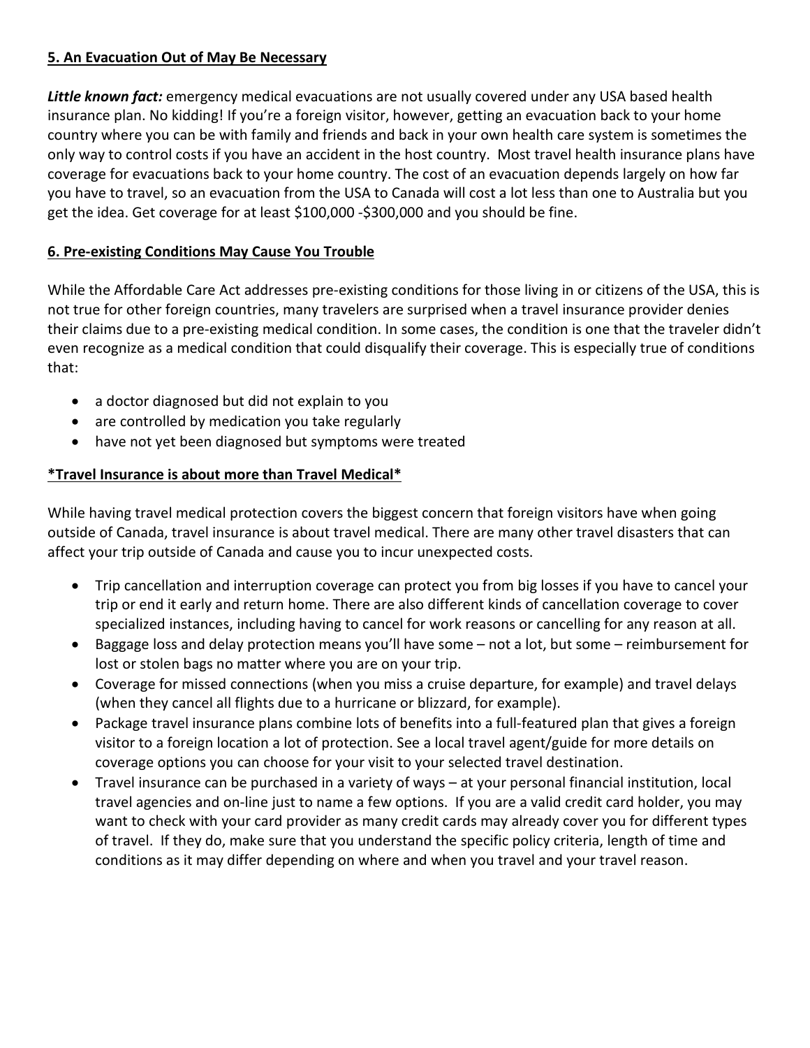**5. An Evacuation Out of May Be Necessary**

***Little known fact:*** emergency medical evacuations are not usually covered under any USA based health insurance plan. No kidding! If you're a foreign visitor, however, getting an evacuation back to your home country where you can be with family and friends and back in your own health care system is sometimes the only way to control costs if you have an accident in the host country. Most travel health insurance plans have coverage for evacuations back to your home country. The cost of an evacuation depends largely on how far you have to travel, so an evacuation from the USA to Canada will cost a lot less than one to Australia but you get the idea. Get coverage for at least $100,000 -$300,000 and you should be fine.

**6. Pre-existing Conditions May Cause You Trouble**

While the Affordable Care Act addresses pre-existing conditions for those living in or citizens of the USA, this is not true for other foreign countries, many travelers are surprised when a travel insurance provider denies their claims due to a pre-existing medical condition. In some cases, the condition is one that the traveler didn't even recognize as a medical condition that could disqualify their coverage. This is especially true of conditions that:

- a doctor diagnosed but did not explain to you
- are controlled by medication you take regularly
- have not yet been diagnosed but symptoms were treated

**\*Travel Insurance is about more than Travel Medical\***

While having travel medical protection covers the biggest concern that foreign visitors have when going outside of Canada, travel insurance is about travel medical. There are many other travel disasters that can affect your trip outside of Canada and cause you to incur unexpected costs.

- Trip cancellation and interruption coverage can protect you from big losses if you have to cancel your trip or end it early and return home. There are also different kinds of cancellation coverage to cover specialized instances, including having to cancel for work reasons or cancelling for any reason at all.
- Baggage loss and delay protection means you'll have some – not a lot, but some – reimbursement for lost or stolen bags no matter where you are on your trip.
- Coverage for missed connections (when you miss a cruise departure, for example) and travel delays (when they cancel all flights due to a hurricane or blizzard, for example).
- Package travel insurance plans combine lots of benefits into a full-featured plan that gives a foreign visitor to a foreign location a lot of protection. See a local travel agent/guide for more details on coverage options you can choose for your visit to your selected travel destination.
- Travel insurance can be purchased in a variety of ways – at your personal financial institution, local travel agencies and on-line just to name a few options. If you are a valid credit card holder, you may want to check with your card provider as many credit cards may already cover you for different types of travel. If they do, make sure that you understand the specific policy criteria, length of time and conditions as it may differ depending on where and when you travel and your travel reason.